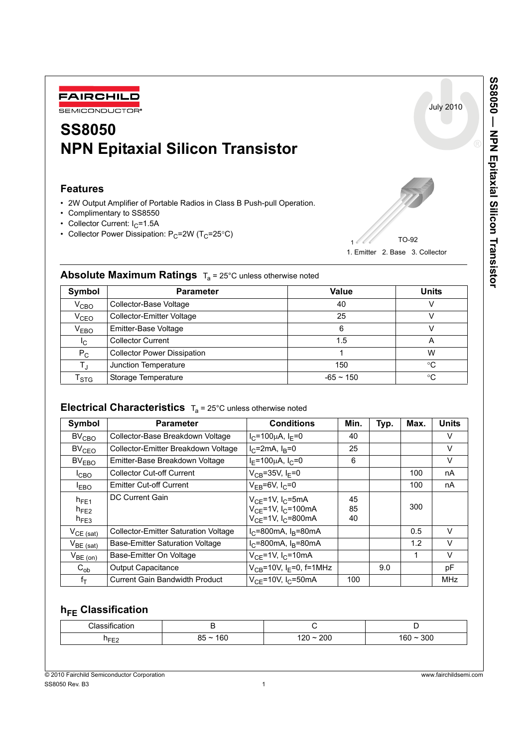FAIRCHILD SEMICONDUCTOR®

July 2010

# SS8050
# NPN Epitaxial Silicon Transistor

## Features

- 2W Output Amplifier of Portable Radios in Class B Push-pull Operation.
- Complimentary to SS8550
- Collector Current: $I_C$=1.5A
- Collector Power Dissipation: $P_C$=2W ($T_C$=25°C)

TO-92

1. Emitter 2. Base 3. Collector

## Absolute Maximum Ratings $T_a$ = 25°C unless otherwise noted

| Symbol | Parameter | Value | Units |
|---|---|---|---|
| $V_{CBO}$ | Collector-Base Voltage | 40 | V |
| $V_{CEO}$ | Collector-Emitter Voltage | 25 | V |
| $V_{EBO}$ | Emitter-Base Voltage | 6 | V |
| $I_C$ | Collector Current | 1.5 | A |
| $P_C$ | Collector Power Dissipation | 1 | W |
| $T_J$ | Junction Temperature | 150 | °C |
| $T_{STG}$ | Storage Temperature | -65 ~ 150 | °C |

## Electrical Characteristics $T_a$ = 25°C unless otherwise noted

| Symbol | Parameter | Conditions | Min. | Typ. | Max. | Units |
|---|---|---|---|---|---|---|
| $BV_{CBO}$ | Collector-Base Breakdown Voltage | $I_C$=100μA, $I_E$=0 | 40 | | | V |
| $BV_{CEO}$ | Collector-Emitter Breakdown Voltage | $I_C$=2mA, $I_B$=0 | 25 | | | V |
| $BV_{EBO}$ | Emitter-Base Breakdown Voltage | $I_E$=100μA, $I_C$=0 | 6 | | | V |
| $I_{CBO}$ | Collector Cut-off Current | $V_{CB}$=35V, $I_E$=0 | | | 100 | nA |
| $I_{EBO}$ | Emitter Cut-off Current | $V_{EB}$=6V, $I_C$=0 | | | 100 | nA |
| $h_{FE1}$<br>$h_{FE2}$<br>$h_{FE3}$ | DC Current Gain | $V_{CE}$=1V, $I_C$=5mA<br>$V_{CE}$=1V, $I_C$=100mA<br>$V_{CE}$=1V, $I_C$=800mA | 45<br>85<br>40 | | 300 | |
| $V_{CE\,(sat)}$ | Collector-Emitter Saturation Voltage | $I_C$=800mA, $I_B$=80mA | | | 0.5 | V |
| $V_{BE\,(sat)}$ | Base-Emitter Saturation Voltage | $I_C$=800mA, $I_B$=80mA | | | 1.2 | V |
| $V_{BE\,(on)}$ | Base-Emitter On Voltage | $V_{CE}$=1V, $I_C$=10mA | | | 1 | V |
| $C_{ob}$ | Output Capacitance | $V_{CB}$=10V, $I_E$=0, f=1MHz | | 9.0 | | pF |
| $f_T$ | Current Gain Bandwidth Product | $V_{CE}$=10V, $I_C$=50mA | 100 | | | MHz |

## $h_{FE}$ Classification

| Classification | B | C | D |
|---|---|---|---|
| $h_{FE2}$ | 85 ~ 160 | 120 ~ 200 | 160 ~ 300 |

© 2010 Fairchild Semiconductor Corporation
SS8050 Rev. B3

www.fairchildsemi.com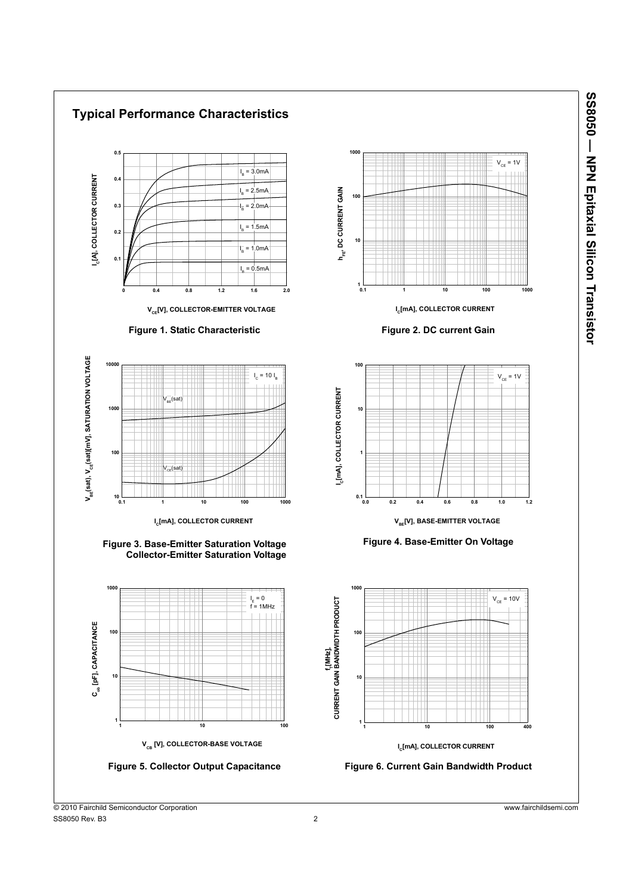## Typical Performance Characteristics

Figure 1. Static Characteristic

Figure 2. DC current Gain

Figure 3. Base-Emitter Saturation Voltage Collector-Emitter Saturation Voltage

Figure 4. Base-Emitter On Voltage

Figure 5. Collector Output Capacitance

Figure 6. Current Gain Bandwidth Product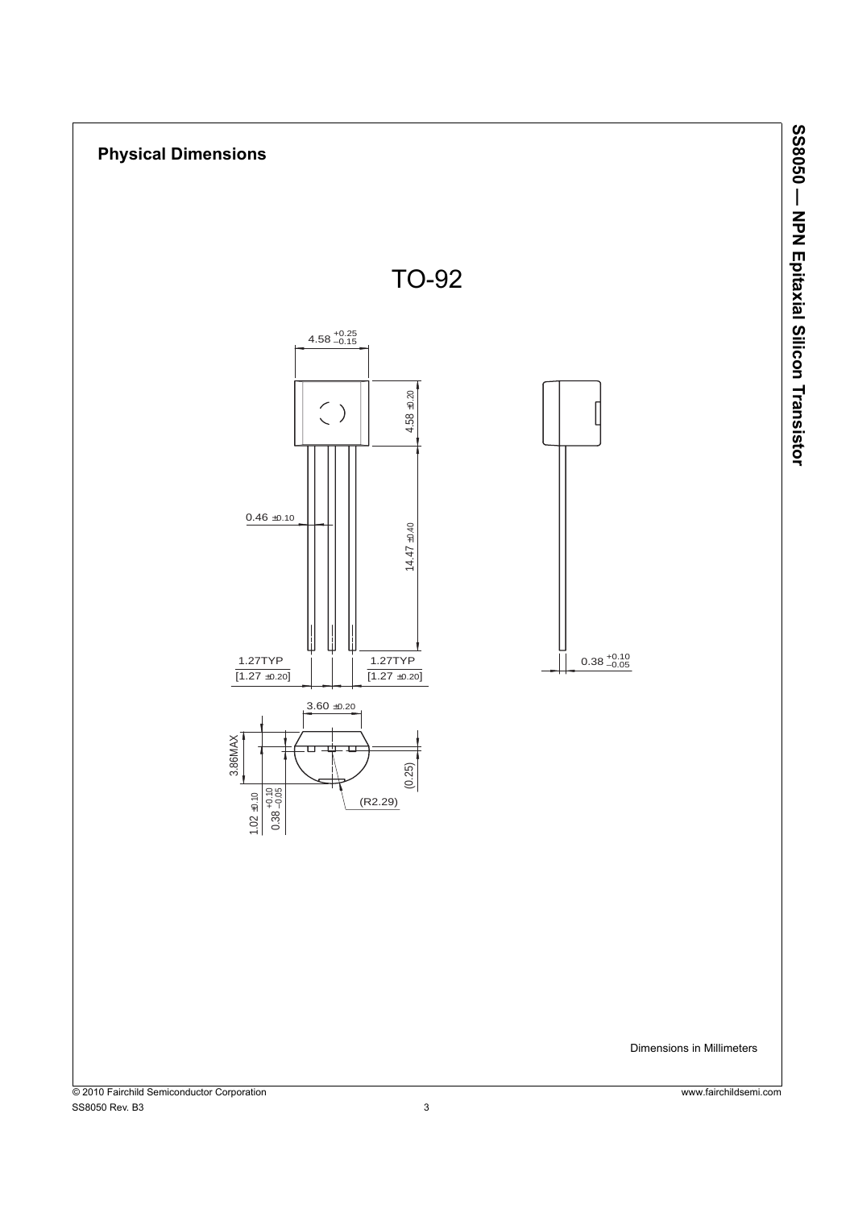## Physical Dimensions

TO-92

4.58 $^{+0.25}_{-0.15}$

4.58 ±0.20

0.46 ±0.10

14.47 ±0.40

1.27TYP
[1.27 ±0.20]

1.27TYP
[1.27 ±0.20]

0.38 $^{+0.10}_{-0.05}$

3.60 ±0.20

3.86MAX

1.02 ±0.10

0.38 $^{+0.10}_{-0.05}$

(0.25)

(R2.29)

Dimensions in Millimeters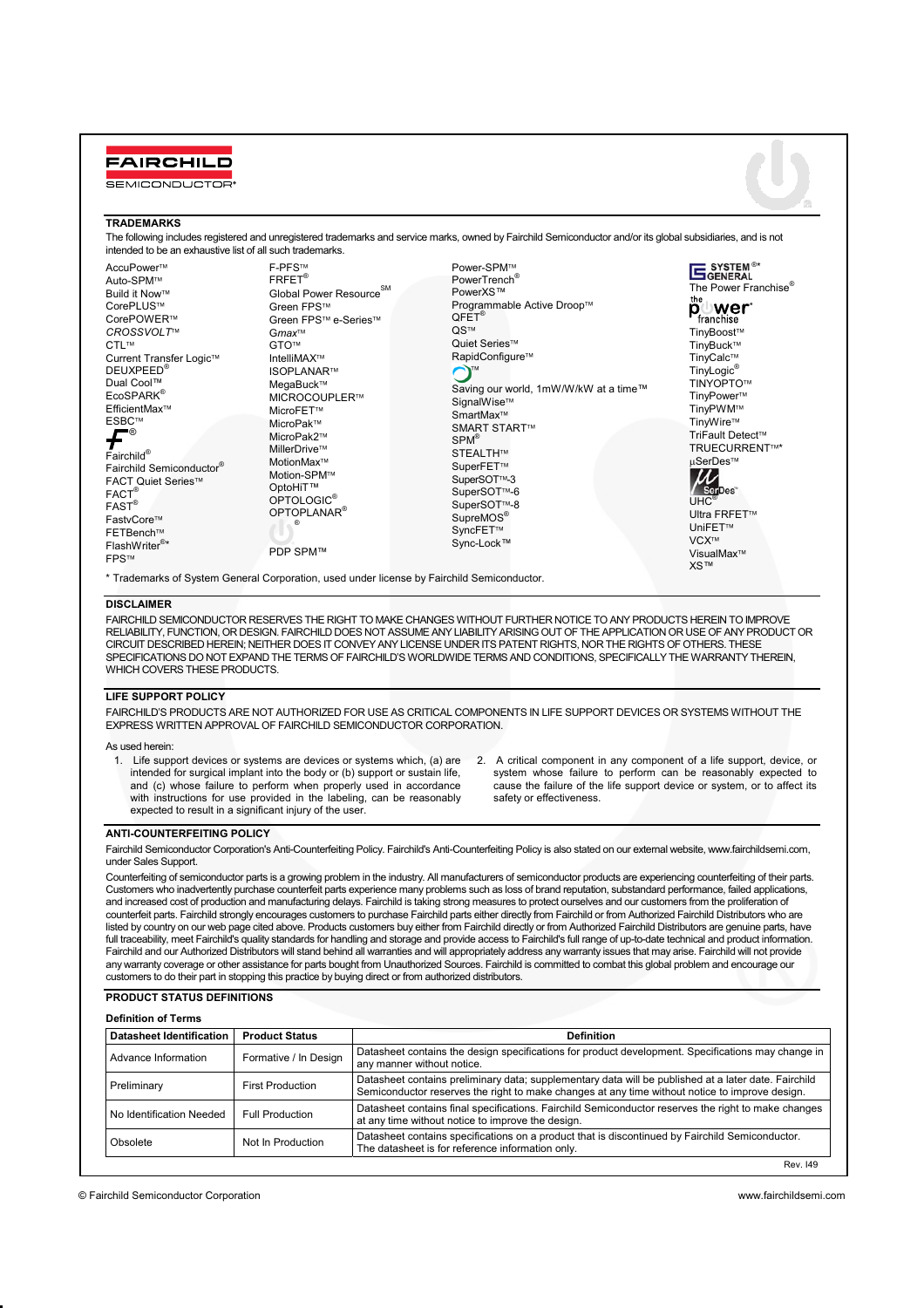FAIRCHILD SEMICONDUCTOR®

## TRADEMARKS

The following includes registered and unregistered trademarks and service marks, owned by Fairchild Semiconductor and/or its global subsidiaries, and is not intended to be an exhaustive list of all such trademarks.

AccuPower™
Auto-SPM™
Build it Now™
CorePLUS™
CorePOWER™
*CROSSVOLT*™
CTL™
Current Transfer Logic™
DEUXPEED®
Dual Cool™
EcoSPARK®
EfficientMax™
ESBC™
®
Fairchild®
Fairchild Semiconductor®
FACT Quiet Series™
FACT®
FAST®
FastvCore™
FETBench™
FlashWriter®*
FPS™
F-PFS™
FRFET®
Global Power Resource℠
Green FPS™
Green FPS™ e-Series™
*Gmax*™
GTO™
IntelliMAX™
ISOPLANAR™
MegaBuck™
MICROCOUPLER™
MicroFET™
MicroPak™
MicroPak2™
MillerDrive™
MotionMax™
Motion-SPM™
OptoHiT™
OPTOLOGIC®
OPTOPLANAR®
®
PDP SPM™
Power-SPM™
PowerTrench®
PowerXS™
Programmable Active Droop™
QFET®
QS™
Quiet Series™
RapidConfigure™
™
Saving our world, 1mW/W/kW at a time™
SignalWise™
SmartMax™
SMART START™
SPM®
STEALTH™
SuperFET™
SuperSOT™-3
SuperSOT™-6
SuperSOT™-8
SupreMOS®
SyncFET™
Sync-Lock™
SYSTEM GENERAL®*
The Power Franchise®
the power franchise®
TinyBoost™
TinyBuck™
TinyCalc™
TinyLogic®
TINYOPTO™
TinyPower™
TinyPWM™
TinyWire™
TriFault Detect™
TRUECURRENT™*
µSerDes™
SerDes™
UHC®
Ultra FRFET™
UniFET™
VCX™
VisualMax™
XS™

\* Trademarks of System General Corporation, used under license by Fairchild Semiconductor.

## DISCLAIMER

FAIRCHILD SEMICONDUCTOR RESERVES THE RIGHT TO MAKE CHANGES WITHOUT FURTHER NOTICE TO ANY PRODUCTS HEREIN TO IMPROVE RELIABILITY, FUNCTION, OR DESIGN. FAIRCHILD DOES NOT ASSUME ANY LIABILITY ARISING OUT OF THE APPLICATION OR USE OF ANY PRODUCT OR CIRCUIT DESCRIBED HEREIN; NEITHER DOES IT CONVEY ANY LICENSE UNDER ITS PATENT RIGHTS, NOR THE RIGHTS OF OTHERS. THESE SPECIFICATIONS DO NOT EXPAND THE TERMS OF FAIRCHILD'S WORLDWIDE TERMS AND CONDITIONS, SPECIFICALLY THE WARRANTY THEREIN, WHICH COVERS THESE PRODUCTS.

## LIFE SUPPORT POLICY

FAIRCHILD'S PRODUCTS ARE NOT AUTHORIZED FOR USE AS CRITICAL COMPONENTS IN LIFE SUPPORT DEVICES OR SYSTEMS WITHOUT THE EXPRESS WRITTEN APPROVAL OF FAIRCHILD SEMICONDUCTOR CORPORATION.

As used herein:

1. Life support devices or systems are devices or systems which, (a) are intended for surgical implant into the body or (b) support or sustain life, and (c) whose failure to perform when properly used in accordance with instructions for use provided in the labeling, can be reasonably expected to result in a significant injury of the user.
2. A critical component in any component of a life support, device, or system whose failure to perform can be reasonably expected to cause the failure of the life support device or system, or to affect its safety or effectiveness.

## ANTI-COUNTERFEITING POLICY

Fairchild Semiconductor Corporation's Anti-Counterfeiting Policy. Fairchild's Anti-Counterfeiting Policy is also stated on our external website, www.fairchildsemi.com, under Sales Support.

Counterfeiting of semiconductor parts is a growing problem in the industry. All manufacturers of semiconductor products are experiencing counterfeiting of their parts. Customers who inadvertently purchase counterfeit parts experience many problems such as loss of brand reputation, substandard performance, failed applications, and increased cost of production and manufacturing delays. Fairchild is taking strong measures to protect ourselves and our customers from the proliferation of counterfeit parts. Fairchild strongly encourages customers to purchase Fairchild parts either directly from Fairchild or from Authorized Fairchild Distributors who are listed by country on our web page cited above. Products customers buy either from Fairchild directly or from Authorized Fairchild Distributors are genuine parts, have full traceability, meet Fairchild's quality standards for handling and storage and provide access to Fairchild's full range of up-to-date technical and product information. Fairchild and our Authorized Distributors will stand behind all warranties and will appropriately address any warranty issues that may arise. Fairchild will not provide any warranty coverage or other assistance for parts bought from Unauthorized Sources. Fairchild is committed to combat this global problem and encourage our customers to do their part in stopping this practice by buying direct or from authorized distributors.

## PRODUCT STATUS DEFINITIONS

**Definition of Terms**

| Datasheet Identification | Product Status | Definition |
|---|---|---|
| Advance Information | Formative / In Design | Datasheet contains the design specifications for product development. Specifications may change in any manner without notice. |
| Preliminary | First Production | Datasheet contains preliminary data; supplementary data will be published at a later date. Fairchild Semiconductor reserves the right to make changes at any time without notice to improve design. |
| No Identification Needed | Full Production | Datasheet contains final specifications. Fairchild Semiconductor reserves the right to make changes at any time without notice to improve the design. |
| Obsolete | Not In Production | Datasheet contains specifications on a product that is discontinued by Fairchild Semiconductor. The datasheet is for reference information only. |

Rev. I49